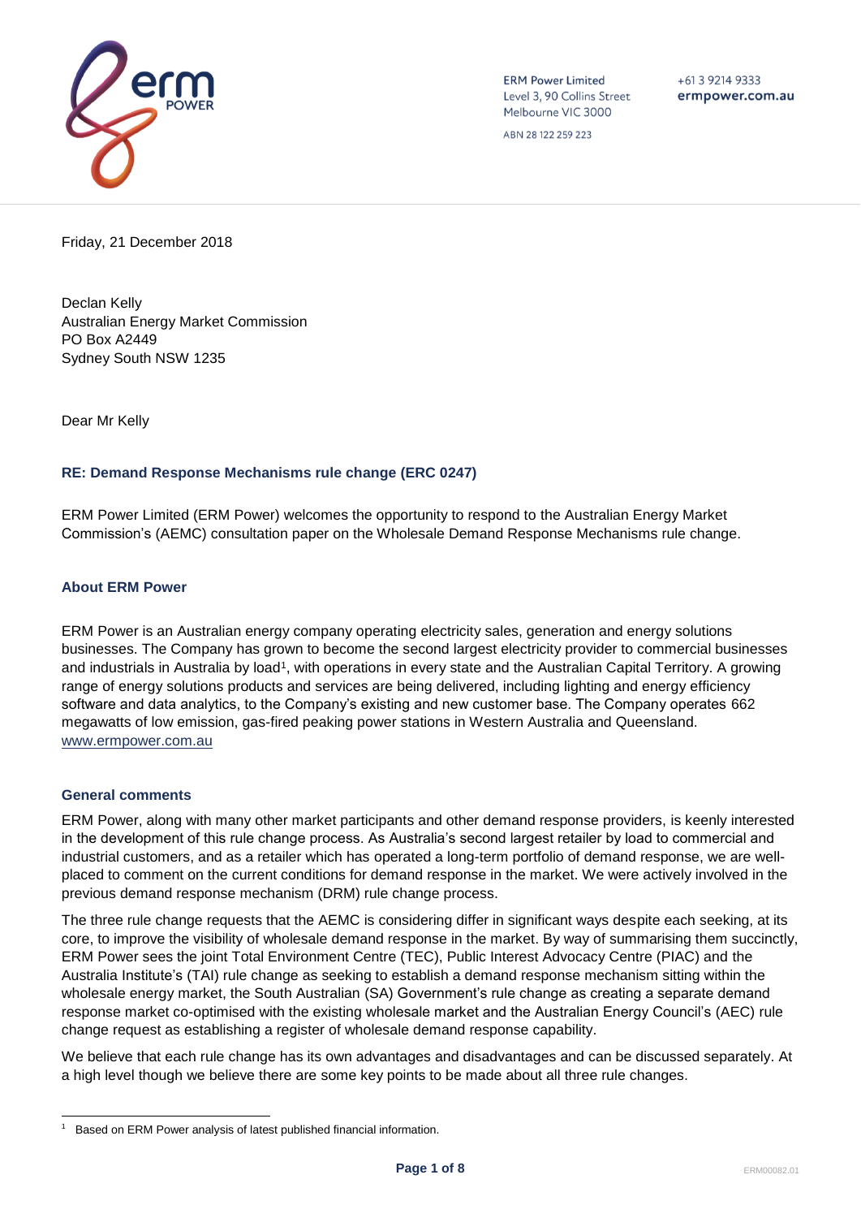ERM Power Limited
Level 3, 90 Collins Street
Melbourne VIC 3000

ABN 28 122 259 223

+61 3 9214 9333
**ermpower.com.au**

Friday, 21 December 2018

Declan Kelly
Australian Energy Market Commission
PO Box A2449
Sydney South NSW 1235

Dear Mr Kelly

**RE: Demand Response Mechanisms rule change (ERC 0247)**

ERM Power Limited (ERM Power) welcomes the opportunity to respond to the Australian Energy Market Commission's (AEMC) consultation paper on the Wholesale Demand Response Mechanisms rule change.

## About ERM Power

ERM Power is an Australian energy company operating electricity sales, generation and energy solutions businesses. The Company has grown to become the second largest electricity provider to commercial businesses and industrials in Australia by load[1], with operations in every state and the Australian Capital Territory. A growing range of energy solutions products and services are being delivered, including lighting and energy efficiency software and data analytics, to the Company's existing and new customer base. The Company operates 662 megawatts of low emission, gas-fired peaking power stations in Western Australia and Queensland. www.ermpower.com.au

## General comments

ERM Power, along with many other market participants and other demand response providers, is keenly interested in the development of this rule change process. As Australia's second largest retailer by load to commercial and industrial customers, and as a retailer which has operated a long-term portfolio of demand response, we are well-placed to comment on the current conditions for demand response in the market. We were actively involved in the previous demand response mechanism (DRM) rule change process.

The three rule change requests that the AEMC is considering differ in significant ways despite each seeking, at its core, to improve the visibility of wholesale demand response in the market. By way of summarising them succinctly, ERM Power sees the joint Total Environment Centre (TEC), Public Interest Advocacy Centre (PIAC) and the Australia Institute's (TAI) rule change as seeking to establish a demand response mechanism sitting within the wholesale energy market, the South Australian (SA) Government's rule change as creating a separate demand response market co-optimised with the existing wholesale market and the Australian Energy Council's (AEC) rule change request as establishing a register of wholesale demand response capability.

We believe that each rule change has its own advantages and disadvantages and can be discussed separately. At a high level though we believe there are some key points to be made about all three rule changes.

[1] Based on ERM Power analysis of latest published financial information.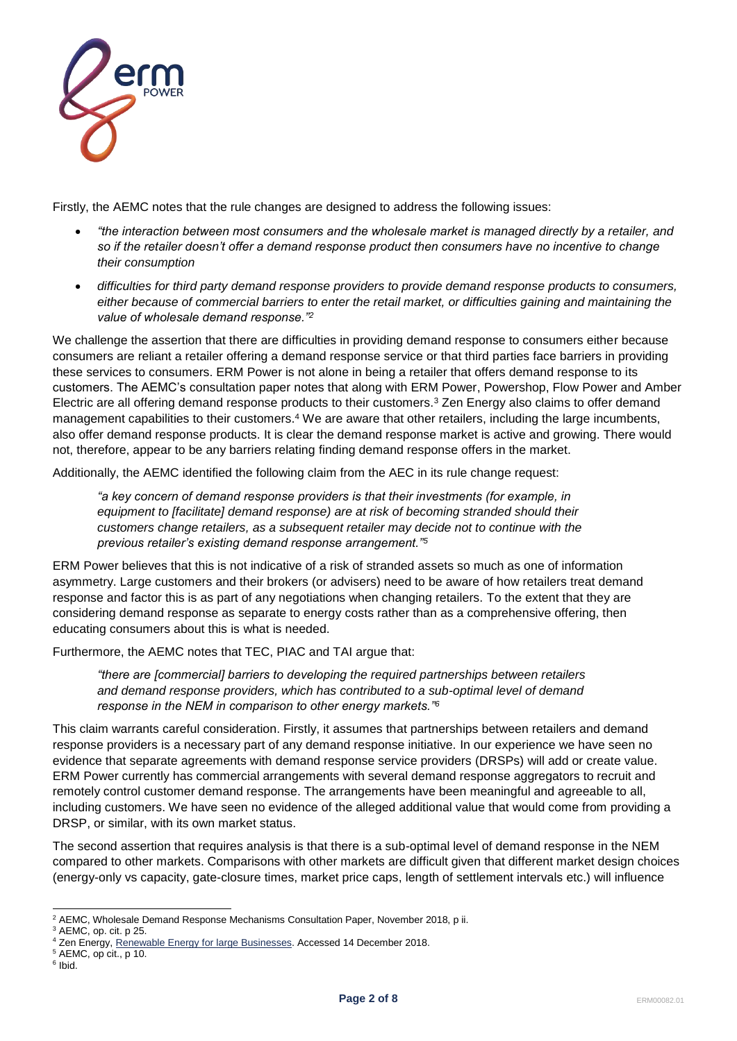Firstly, the AEMC notes that the rule changes are designed to address the following issues:

- *"the interaction between most consumers and the wholesale market is managed directly by a retailer, and so if the retailer doesn't offer a demand response product then consumers have no incentive to change their consumption*
- *difficulties for third party demand response providers to provide demand response products to consumers, either because of commercial barriers to enter the retail market, or difficulties gaining and maintaining the value of wholesale demand response."*[2]

We challenge the assertion that there are difficulties in providing demand response to consumers either because consumers are reliant a retailer offering a demand response service or that third parties face barriers in providing these services to consumers. ERM Power is not alone in being a retailer that offers demand response to its customers. The AEMC's consultation paper notes that along with ERM Power, Powershop, Flow Power and Amber Electric are all offering demand response products to their customers.[3] Zen Energy also claims to offer demand management capabilities to their customers.[4] We are aware that other retailers, including the large incumbents, also offer demand response products. It is clear the demand response market is active and growing. There would not, therefore, appear to be any barriers relating finding demand response offers in the market.

Additionally, the AEMC identified the following claim from the AEC in its rule change request:

> *"a key concern of demand response providers is that their investments (for example, in equipment to [facilitate] demand response) are at risk of becoming stranded should their customers change retailers, as a subsequent retailer may decide not to continue with the previous retailer's existing demand response arrangement."*[5]

ERM Power believes that this is not indicative of a risk of stranded assets so much as one of information asymmetry. Large customers and their brokers (or advisers) need to be aware of how retailers treat demand response and factor this is as part of any negotiations when changing retailers. To the extent that they are considering demand response as separate to energy costs rather than as a comprehensive offering, then educating consumers about this is what is needed.

Furthermore, the AEMC notes that TEC, PIAC and TAI argue that:

> *"there are [commercial] barriers to developing the required partnerships between retailers and demand response providers, which has contributed to a sub-optimal level of demand response in the NEM in comparison to other energy markets."*[6]

This claim warrants careful consideration. Firstly, it assumes that partnerships between retailers and demand response providers is a necessary part of any demand response initiative. In our experience we have seen no evidence that separate agreements with demand response service providers (DRSPs) will add or create value. ERM Power currently has commercial arrangements with several demand response aggregators to recruit and remotely control customer demand response. The arrangements have been meaningful and agreeable to all, including customers. We have seen no evidence of the alleged additional value that would come from providing a DRSP, or similar, with its own market status.

The second assertion that requires analysis is that there is a sub-optimal level of demand response in the NEM compared to other markets. Comparisons with other markets are difficult given that different market design choices (energy-only vs capacity, gate-closure times, market price caps, length of settlement intervals etc.) will influence

---

[2] AEMC, Wholesale Demand Response Mechanisms Consultation Paper, November 2018, p ii.

[3] AEMC, op. cit. p 25.

[4] Zen Energy, Renewable Energy for large Businesses. Accessed 14 December 2018.

[5] AEMC, op cit., p 10.

[6] Ibid.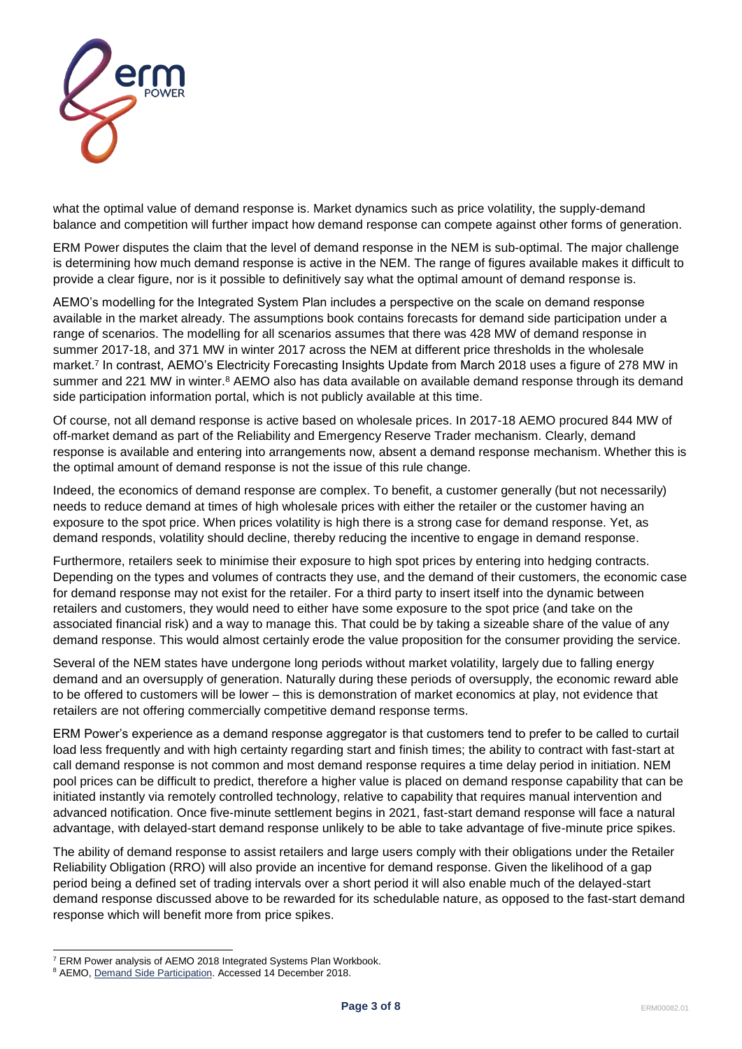what the optimal value of demand response is. Market dynamics such as price volatility, the supply-demand balance and competition will further impact how demand response can compete against other forms of generation.

ERM Power disputes the claim that the level of demand response in the NEM is sub-optimal. The major challenge is determining how much demand response is active in the NEM. The range of figures available makes it difficult to provide a clear figure, nor is it possible to definitively say what the optimal amount of demand response is.

AEMO's modelling for the Integrated System Plan includes a perspective on the scale on demand response available in the market already. The assumptions book contains forecasts for demand side participation under a range of scenarios. The modelling for all scenarios assumes that there was 428 MW of demand response in summer 2017-18, and 371 MW in winter 2017 across the NEM at different price thresholds in the wholesale market.[7] In contrast, AEMO's Electricity Forecasting Insights Update from March 2018 uses a figure of 278 MW in summer and 221 MW in winter.[8] AEMO also has data available on available demand response through its demand side participation information portal, which is not publicly available at this time.

Of course, not all demand response is active based on wholesale prices. In 2017-18 AEMO procured 844 MW of off-market demand as part of the Reliability and Emergency Reserve Trader mechanism. Clearly, demand response is available and entering into arrangements now, absent a demand response mechanism. Whether this is the optimal amount of demand response is not the issue of this rule change.

Indeed, the economics of demand response are complex. To benefit, a customer generally (but not necessarily) needs to reduce demand at times of high wholesale prices with either the retailer or the customer having an exposure to the spot price. When prices volatility is high there is a strong case for demand response. Yet, as demand responds, volatility should decline, thereby reducing the incentive to engage in demand response.

Furthermore, retailers seek to minimise their exposure to high spot prices by entering into hedging contracts. Depending on the types and volumes of contracts they use, and the demand of their customers, the economic case for demand response may not exist for the retailer. For a third party to insert itself into the dynamic between retailers and customers, they would need to either have some exposure to the spot price (and take on the associated financial risk) and a way to manage this. That could be by taking a sizeable share of the value of any demand response. This would almost certainly erode the value proposition for the consumer providing the service.

Several of the NEM states have undergone long periods without market volatility, largely due to falling energy demand and an oversupply of generation. Naturally during these periods of oversupply, the economic reward able to be offered to customers will be lower – this is demonstration of market economics at play, not evidence that retailers are not offering commercially competitive demand response terms.

ERM Power's experience as a demand response aggregator is that customers tend to prefer to be called to curtail load less frequently and with high certainty regarding start and finish times; the ability to contract with fast-start at call demand response is not common and most demand response requires a time delay period in initiation. NEM pool prices can be difficult to predict, therefore a higher value is placed on demand response capability that can be initiated instantly via remotely controlled technology, relative to capability that requires manual intervention and advanced notification. Once five-minute settlement begins in 2021, fast-start demand response will face a natural advantage, with delayed-start demand response unlikely to be able to take advantage of five-minute price spikes.

The ability of demand response to assist retailers and large users comply with their obligations under the Retailer Reliability Obligation (RRO) will also provide an incentive for demand response. Given the likelihood of a gap period being a defined set of trading intervals over a short period it will also enable much of the delayed-start demand response discussed above to be rewarded for its schedulable nature, as opposed to the fast-start demand response which will benefit more from price spikes.

---

[7] ERM Power analysis of AEMO 2018 Integrated Systems Plan Workbook.

[8] AEMO, Demand Side Participation. Accessed 14 December 2018.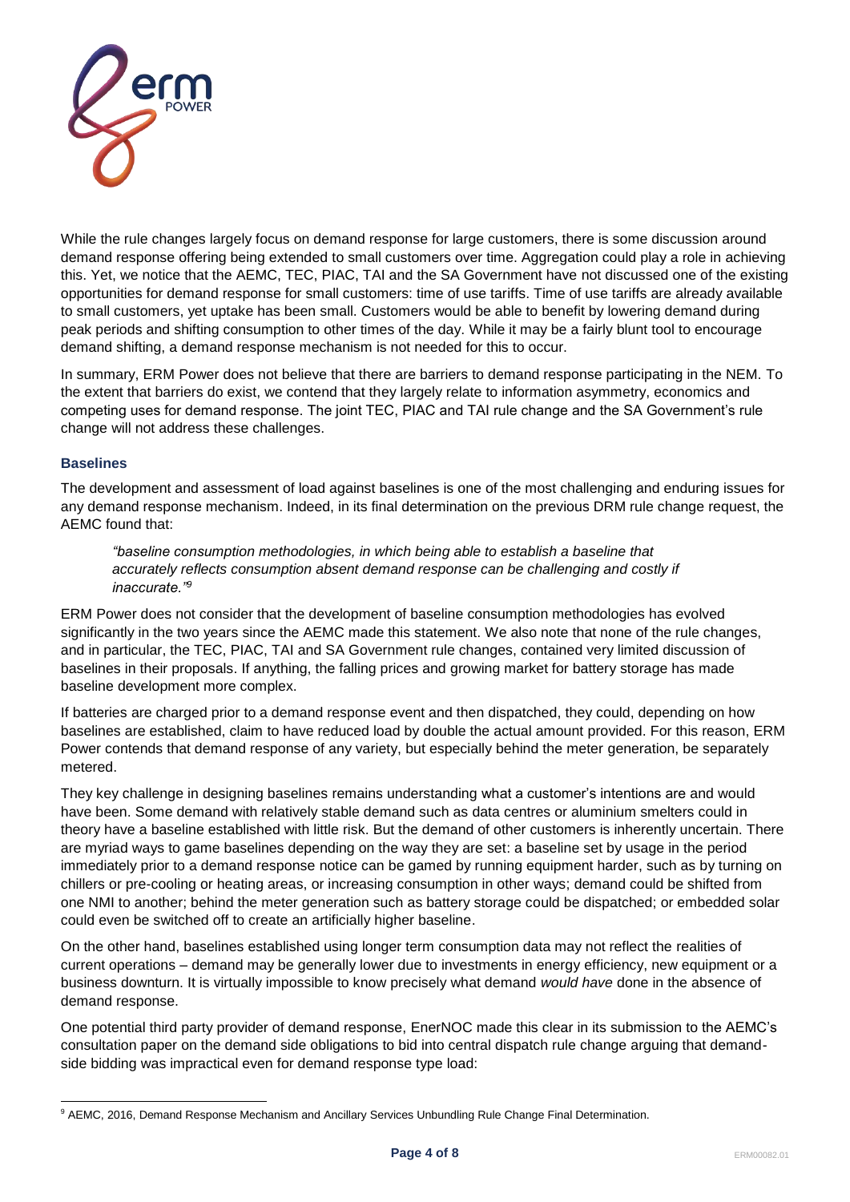While the rule changes largely focus on demand response for large customers, there is some discussion around demand response offering being extended to small customers over time. Aggregation could play a role in achieving this. Yet, we notice that the AEMC, TEC, PIAC, TAI and the SA Government have not discussed one of the existing opportunities for demand response for small customers: time of use tariffs. Time of use tariffs are already available to small customers, yet uptake has been small. Customers would be able to benefit by lowering demand during peak periods and shifting consumption to other times of the day. While it may be a fairly blunt tool to encourage demand shifting, a demand response mechanism is not needed for this to occur.

In summary, ERM Power does not believe that there are barriers to demand response participating in the NEM. To the extent that barriers do exist, we contend that they largely relate to information asymmetry, economics and competing uses for demand response. The joint TEC, PIAC and TAI rule change and the SA Government's rule change will not address these challenges.

### Baselines

The development and assessment of load against baselines is one of the most challenging and enduring issues for any demand response mechanism. Indeed, in its final determination on the previous DRM rule change request, the AEMC found that:

> *"baseline consumption methodologies, in which being able to establish a baseline that accurately reflects consumption absent demand response can be challenging and costly if inaccurate."*[9]

ERM Power does not consider that the development of baseline consumption methodologies has evolved significantly in the two years since the AEMC made this statement. We also note that none of the rule changes, and in particular, the TEC, PIAC, TAI and SA Government rule changes, contained very limited discussion of baselines in their proposals. If anything, the falling prices and growing market for battery storage has made baseline development more complex.

If batteries are charged prior to a demand response event and then dispatched, they could, depending on how baselines are established, claim to have reduced load by double the actual amount provided. For this reason, ERM Power contends that demand response of any variety, but especially behind the meter generation, be separately metered.

They key challenge in designing baselines remains understanding what a customer's intentions are and would have been. Some demand with relatively stable demand such as data centres or aluminium smelters could in theory have a baseline established with little risk. But the demand of other customers is inherently uncertain. There are myriad ways to game baselines depending on the way they are set: a baseline set by usage in the period immediately prior to a demand response notice can be gamed by running equipment harder, such as by turning on chillers or pre-cooling or heating areas, or increasing consumption in other ways; demand could be shifted from one NMI to another; behind the meter generation such as battery storage could be dispatched; or embedded solar could even be switched off to create an artificially higher baseline.

On the other hand, baselines established using longer term consumption data may not reflect the realities of current operations – demand may be generally lower due to investments in energy efficiency, new equipment or a business downturn. It is virtually impossible to know precisely what demand *would have* done in the absence of demand response.

One potential third party provider of demand response, EnerNOC made this clear in its submission to the AEMC's consultation paper on the demand side obligations to bid into central dispatch rule change arguing that demand-side bidding was impractical even for demand response type load:

---

[9] AEMC, 2016, Demand Response Mechanism and Ancillary Services Unbundling Rule Change Final Determination.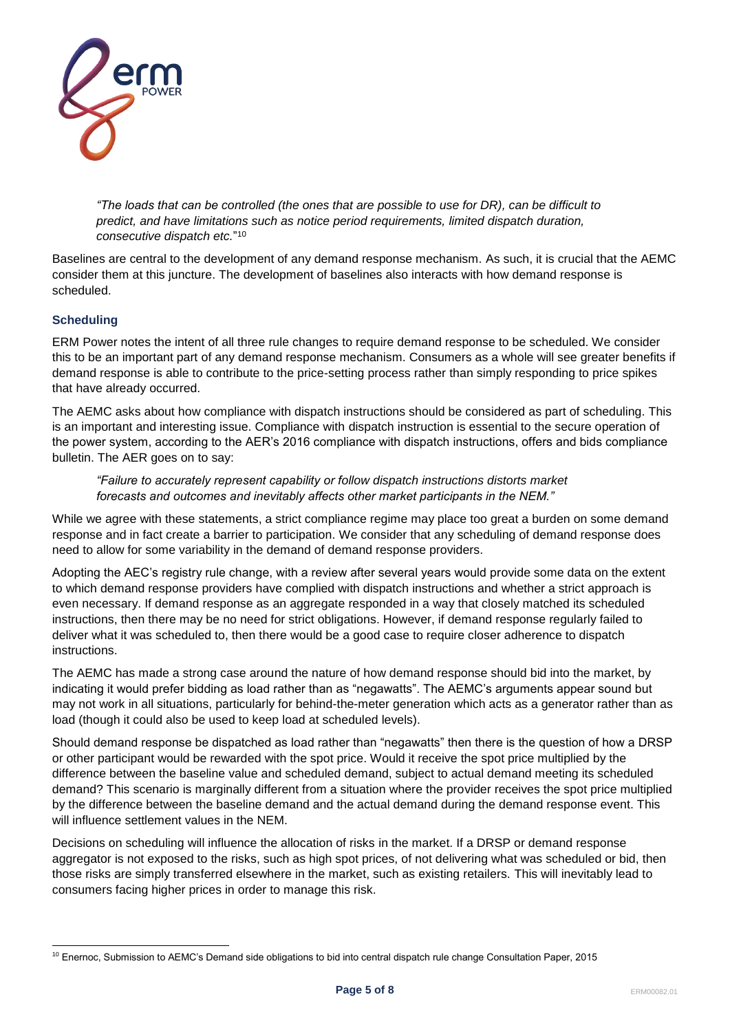*"The loads that can be controlled (the ones that are possible to use for DR), can be difficult to predict, and have limitations such as notice period requirements, limited dispatch duration, consecutive dispatch etc."*[10]

Baselines are central to the development of any demand response mechanism. As such, it is crucial that the AEMC consider them at this juncture. The development of baselines also interacts with how demand response is scheduled.

### Scheduling

ERM Power notes the intent of all three rule changes to require demand response to be scheduled. We consider this to be an important part of any demand response mechanism. Consumers as a whole will see greater benefits if demand response is able to contribute to the price-setting process rather than simply responding to price spikes that have already occurred.

The AEMC asks about how compliance with dispatch instructions should be considered as part of scheduling. This is an important and interesting issue. Compliance with dispatch instruction is essential to the secure operation of the power system, according to the AER's 2016 compliance with dispatch instructions, offers and bids compliance bulletin. The AER goes on to say:

*"Failure to accurately represent capability or follow dispatch instructions distorts market forecasts and outcomes and inevitably affects other market participants in the NEM."*

While we agree with these statements, a strict compliance regime may place too great a burden on some demand response and in fact create a barrier to participation. We consider that any scheduling of demand response does need to allow for some variability in the demand of demand response providers.

Adopting the AEC's registry rule change, with a review after several years would provide some data on the extent to which demand response providers have complied with dispatch instructions and whether a strict approach is even necessary. If demand response as an aggregate responded in a way that closely matched its scheduled instructions, then there may be no need for strict obligations. However, if demand response regularly failed to deliver what it was scheduled to, then there would be a good case to require closer adherence to dispatch instructions.

The AEMC has made a strong case around the nature of how demand response should bid into the market, by indicating it would prefer bidding as load rather than as "negawatts". The AEMC's arguments appear sound but may not work in all situations, particularly for behind-the-meter generation which acts as a generator rather than as load (though it could also be used to keep load at scheduled levels).

Should demand response be dispatched as load rather than "negawatts" then there is the question of how a DRSP or other participant would be rewarded with the spot price. Would it receive the spot price multiplied by the difference between the baseline value and scheduled demand, subject to actual demand meeting its scheduled demand? This scenario is marginally different from a situation where the provider receives the spot price multiplied by the difference between the baseline demand and the actual demand during the demand response event. This will influence settlement values in the NEM.

Decisions on scheduling will influence the allocation of risks in the market. If a DRSP or demand response aggregator is not exposed to the risks, such as high spot prices, of not delivering what was scheduled or bid, then those risks are simply transferred elsewhere in the market, such as existing retailers. This will inevitably lead to consumers facing higher prices in order to manage this risk.

[10] Enernoc, Submission to AEMC's Demand side obligations to bid into central dispatch rule change Consultation Paper, 2015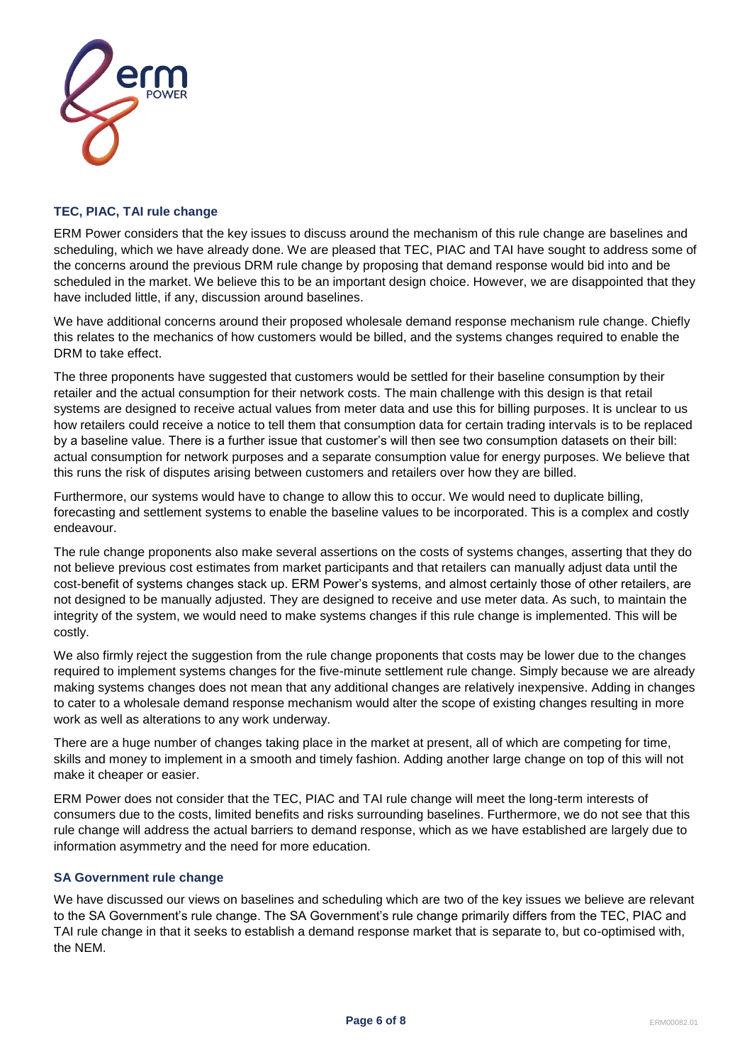### TEC, PIAC, TAI rule change

ERM Power considers that the key issues to discuss around the mechanism of this rule change are baselines and scheduling, which we have already done. We are pleased that TEC, PIAC and TAI have sought to address some of the concerns around the previous DRM rule change by proposing that demand response would bid into and be scheduled in the market. We believe this to be an important design choice. However, we are disappointed that they have included little, if any, discussion around baselines.

We have additional concerns around their proposed wholesale demand response mechanism rule change. Chiefly this relates to the mechanics of how customers would be billed, and the systems changes required to enable the DRM to take effect.

The three proponents have suggested that customers would be settled for their baseline consumption by their retailer and the actual consumption for their network costs. The main challenge with this design is that retail systems are designed to receive actual values from meter data and use this for billing purposes. It is unclear to us how retailers could receive a notice to tell them that consumption data for certain trading intervals is to be replaced by a baseline value. There is a further issue that customer's will then see two consumption datasets on their bill: actual consumption for network purposes and a separate consumption value for energy purposes. We believe that this runs the risk of disputes arising between customers and retailers over how they are billed.

Furthermore, our systems would have to change to allow this to occur. We would need to duplicate billing, forecasting and settlement systems to enable the baseline values to be incorporated. This is a complex and costly endeavour.

The rule change proponents also make several assertions on the costs of systems changes, asserting that they do not believe previous cost estimates from market participants and that retailers can manually adjust data until the cost-benefit of systems changes stack up. ERM Power's systems, and almost certainly those of other retailers, are not designed to be manually adjusted. They are designed to receive and use meter data. As such, to maintain the integrity of the system, we would need to make systems changes if this rule change is implemented. This will be costly.

We also firmly reject the suggestion from the rule change proponents that costs may be lower due to the changes required to implement systems changes for the five-minute settlement rule change. Simply because we are already making systems changes does not mean that any additional changes are relatively inexpensive. Adding in changes to cater to a wholesale demand response mechanism would alter the scope of existing changes resulting in more work as well as alterations to any work underway.

There are a huge number of changes taking place in the market at present, all of which are competing for time, skills and money to implement in a smooth and timely fashion. Adding another large change on top of this will not make it cheaper or easier.

ERM Power does not consider that the TEC, PIAC and TAI rule change will meet the long-term interests of consumers due to the costs, limited benefits and risks surrounding baselines. Furthermore, we do not see that this rule change will address the actual barriers to demand response, which as we have established are largely due to information asymmetry and the need for more education.

### SA Government rule change

We have discussed our views on baselines and scheduling which are two of the key issues we believe are relevant to the SA Government's rule change. The SA Government's rule change primarily differs from the TEC, PIAC and TAI rule change in that it seeks to establish a demand response market that is separate to, but co-optimised with, the NEM.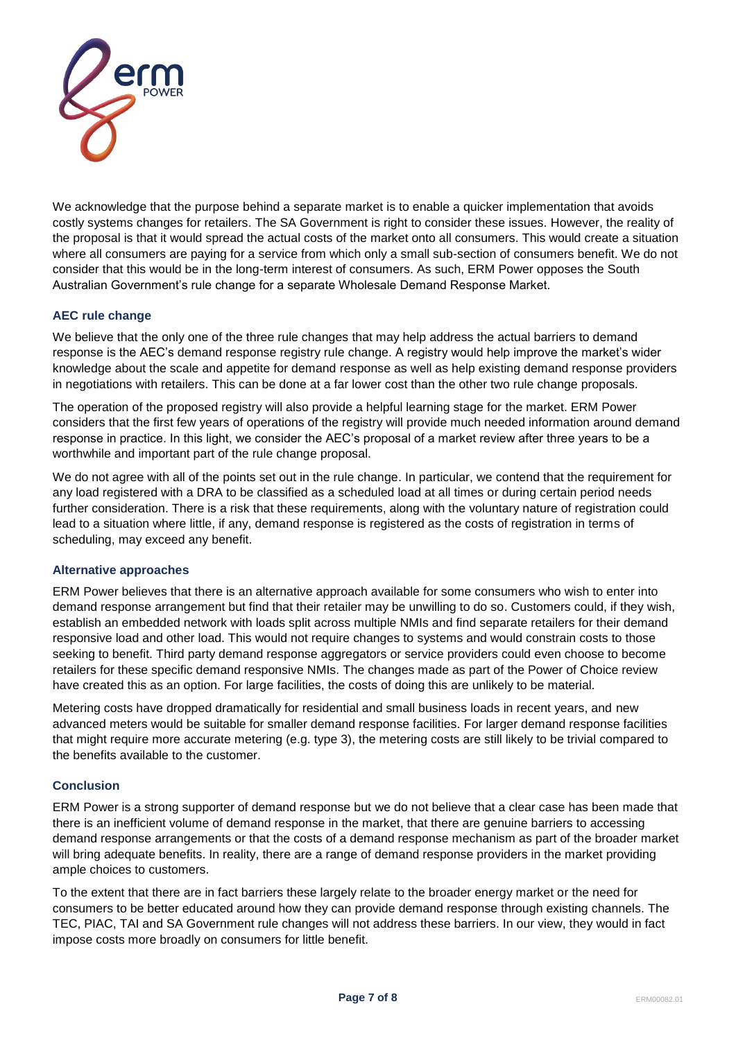We acknowledge that the purpose behind a separate market is to enable a quicker implementation that avoids costly systems changes for retailers. The SA Government is right to consider these issues. However, the reality of the proposal is that it would spread the actual costs of the market onto all consumers. This would create a situation where all consumers are paying for a service from which only a small sub-section of consumers benefit. We do not consider that this would be in the long-term interest of consumers. As such, ERM Power opposes the South Australian Government's rule change for a separate Wholesale Demand Response Market.

### AEC rule change

We believe that the only one of the three rule changes that may help address the actual barriers to demand response is the AEC's demand response registry rule change. A registry would help improve the market's wider knowledge about the scale and appetite for demand response as well as help existing demand response providers in negotiations with retailers. This can be done at a far lower cost than the other two rule change proposals.

The operation of the proposed registry will also provide a helpful learning stage for the market. ERM Power considers that the first few years of operations of the registry will provide much needed information around demand response in practice. In this light, we consider the AEC's proposal of a market review after three years to be a worthwhile and important part of the rule change proposal.

We do not agree with all of the points set out in the rule change. In particular, we contend that the requirement for any load registered with a DRA to be classified as a scheduled load at all times or during certain period needs further consideration. There is a risk that these requirements, along with the voluntary nature of registration could lead to a situation where little, if any, demand response is registered as the costs of registration in terms of scheduling, may exceed any benefit.

### Alternative approaches

ERM Power believes that there is an alternative approach available for some consumers who wish to enter into demand response arrangement but find that their retailer may be unwilling to do so. Customers could, if they wish, establish an embedded network with loads split across multiple NMIs and find separate retailers for their demand responsive load and other load. This would not require changes to systems and would constrain costs to those seeking to benefit. Third party demand response aggregators or service providers could even choose to become retailers for these specific demand responsive NMIs. The changes made as part of the Power of Choice review have created this as an option. For large facilities, the costs of doing this are unlikely to be material.

Metering costs have dropped dramatically for residential and small business loads in recent years, and new advanced meters would be suitable for smaller demand response facilities. For larger demand response facilities that might require more accurate metering (e.g. type 3), the metering costs are still likely to be trivial compared to the benefits available to the customer.

### Conclusion

ERM Power is a strong supporter of demand response but we do not believe that a clear case has been made that there is an inefficient volume of demand response in the market, that there are genuine barriers to accessing demand response arrangements or that the costs of a demand response mechanism as part of the broader market will bring adequate benefits. In reality, there are a range of demand response providers in the market providing ample choices to customers.

To the extent that there are in fact barriers these largely relate to the broader energy market or the need for consumers to be better educated around how they can provide demand response through existing channels. The TEC, PIAC, TAI and SA Government rule changes will not address these barriers. In our view, they would in fact impose costs more broadly on consumers for little benefit.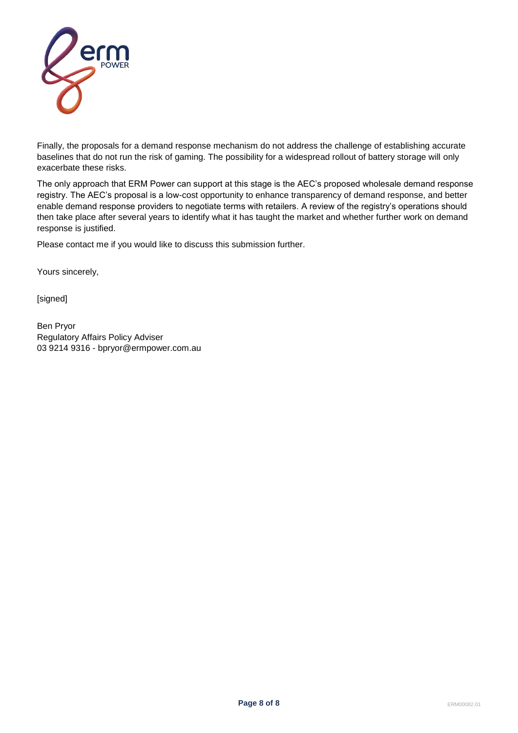Finally, the proposals for a demand response mechanism do not address the challenge of establishing accurate baselines that do not run the risk of gaming. The possibility for a widespread rollout of battery storage will only exacerbate these risks.

The only approach that ERM Power can support at this stage is the AEC's proposed wholesale demand response registry. The AEC's proposal is a low-cost opportunity to enhance transparency of demand response, and better enable demand response providers to negotiate terms with retailers. A review of the registry's operations should then take place after several years to identify what it has taught the market and whether further work on demand response is justified.

Please contact me if you would like to discuss this submission further.

Yours sincerely,

[signed]

Ben Pryor
Regulatory Affairs Policy Adviser
03 9214 9316 - bpryor@ermpower.com.au